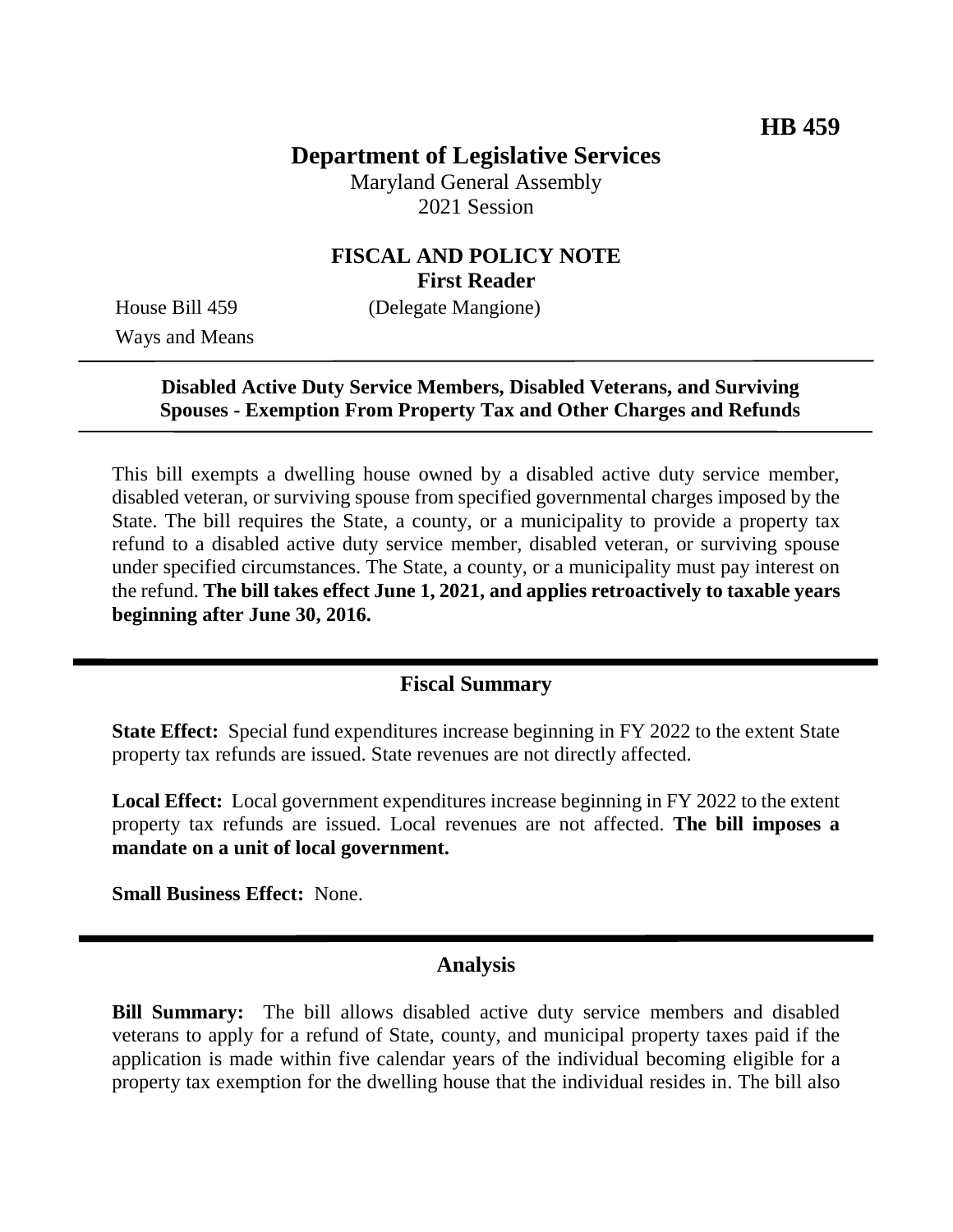**HB 459**

# Department of Legislative Services

Maryland General Assembly
2021 Session

## FISCAL AND POLICY NOTE
**First Reader**

House Bill 459 (Delegate Mangione)
Ways and Means

**Disabled Active Duty Service Members, Disabled Veterans, and Surviving Spouses - Exemption From Property Tax and Other Charges and Refunds**

This bill exempts a dwelling house owned by a disabled active duty service member, disabled veteran, or surviving spouse from specified governmental charges imposed by the State. The bill requires the State, a county, or a municipality to provide a property tax refund to a disabled active duty service member, disabled veteran, or surviving spouse under specified circumstances. The State, a county, or a municipality must pay interest on the refund. **The bill takes effect June 1, 2021, and applies retroactively to taxable years beginning after June 30, 2016.**

## Fiscal Summary

**State Effect:** Special fund expenditures increase beginning in FY 2022 to the extent State property tax refunds are issued. State revenues are not directly affected.

**Local Effect:** Local government expenditures increase beginning in FY 2022 to the extent property tax refunds are issued. Local revenues are not affected. **The bill imposes a mandate on a unit of local government.**

**Small Business Effect:** None.

## Analysis

**Bill Summary:** The bill allows disabled active duty service members and disabled veterans to apply for a refund of State, county, and municipal property taxes paid if the application is made within five calendar years of the individual becoming eligible for a property tax exemption for the dwelling house that the individual resides in. The bill also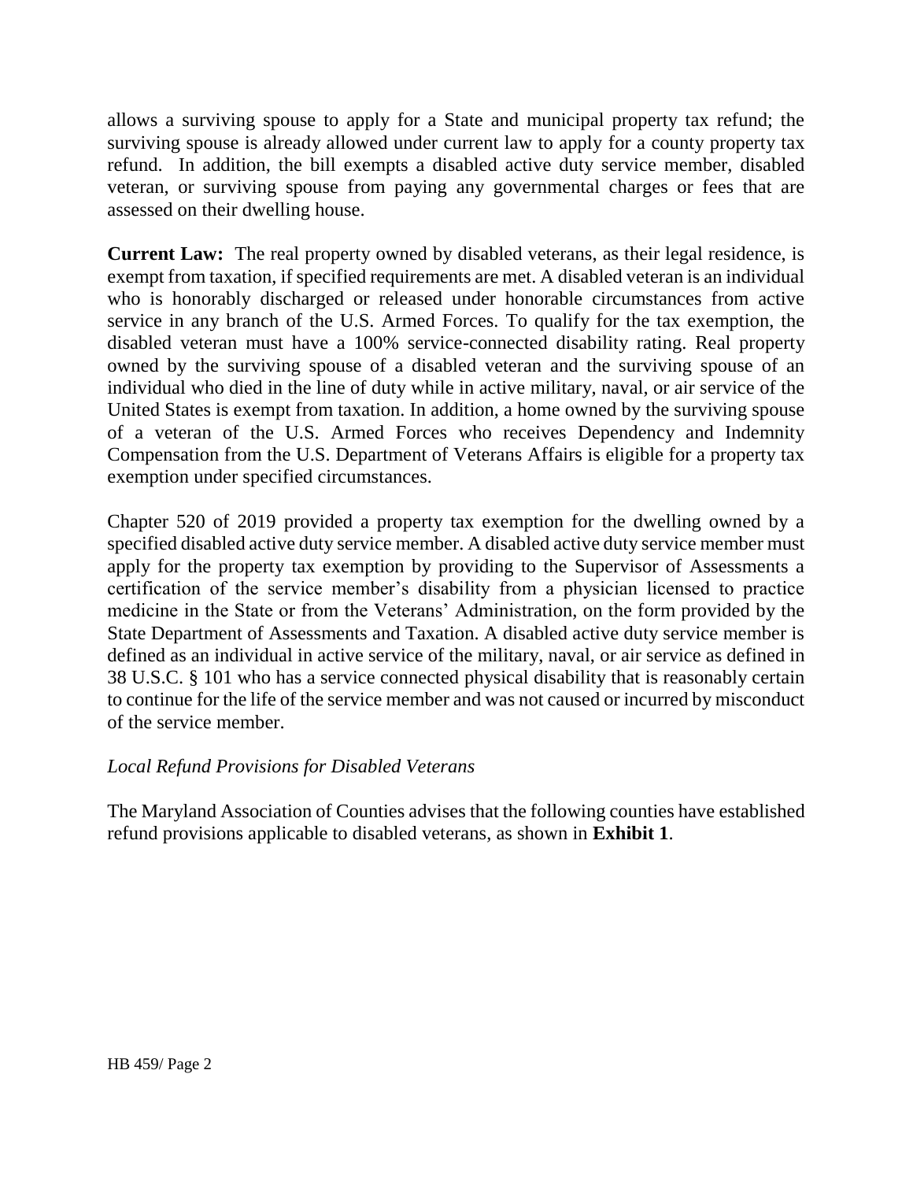allows a surviving spouse to apply for a State and municipal property tax refund; the surviving spouse is already allowed under current law to apply for a county property tax refund. In addition, the bill exempts a disabled active duty service member, disabled veteran, or surviving spouse from paying any governmental charges or fees that are assessed on their dwelling house.

**Current Law:** The real property owned by disabled veterans, as their legal residence, is exempt from taxation, if specified requirements are met. A disabled veteran is an individual who is honorably discharged or released under honorable circumstances from active service in any branch of the U.S. Armed Forces. To qualify for the tax exemption, the disabled veteran must have a 100% service-connected disability rating. Real property owned by the surviving spouse of a disabled veteran and the surviving spouse of an individual who died in the line of duty while in active military, naval, or air service of the United States is exempt from taxation. In addition, a home owned by the surviving spouse of a veteran of the U.S. Armed Forces who receives Dependency and Indemnity Compensation from the U.S. Department of Veterans Affairs is eligible for a property tax exemption under specified circumstances.

Chapter 520 of 2019 provided a property tax exemption for the dwelling owned by a specified disabled active duty service member. A disabled active duty service member must apply for the property tax exemption by providing to the Supervisor of Assessments a certification of the service member's disability from a physician licensed to practice medicine in the State or from the Veterans' Administration, on the form provided by the State Department of Assessments and Taxation. A disabled active duty service member is defined as an individual in active service of the military, naval, or air service as defined in 38 U.S.C. § 101 who has a service connected physical disability that is reasonably certain to continue for the life of the service member and was not caused or incurred by misconduct of the service member.

*Local Refund Provisions for Disabled Veterans*

The Maryland Association of Counties advises that the following counties have established refund provisions applicable to disabled veterans, as shown in **Exhibit 1**.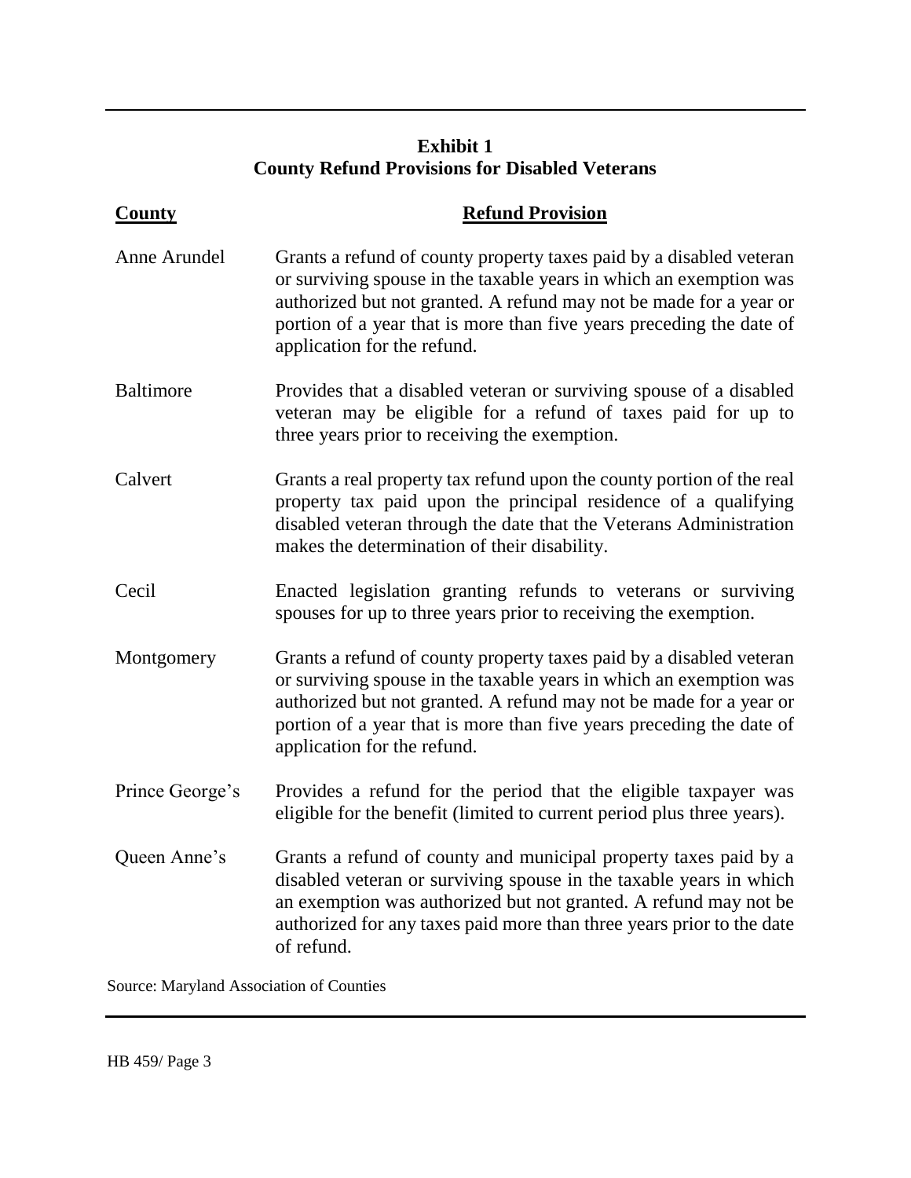**Exhibit 1**
**County Refund Provisions for Disabled Veterans**

| County | Refund Provision |
|---|---|
| Anne Arundel | Grants a refund of county property taxes paid by a disabled veteran or surviving spouse in the taxable years in which an exemption was authorized but not granted. A refund may not be made for a year or portion of a year that is more than five years preceding the date of application for the refund. |
| Baltimore | Provides that a disabled veteran or surviving spouse of a disabled veteran may be eligible for a refund of taxes paid for up to three years prior to receiving the exemption. |
| Calvert | Grants a real property tax refund upon the county portion of the real property tax paid upon the principal residence of a qualifying disabled veteran through the date that the Veterans Administration makes the determination of their disability. |
| Cecil | Enacted legislation granting refunds to veterans or surviving spouses for up to three years prior to receiving the exemption. |
| Montgomery | Grants a refund of county property taxes paid by a disabled veteran or surviving spouse in the taxable years in which an exemption was authorized but not granted. A refund may not be made for a year or portion of a year that is more than five years preceding the date of application for the refund. |
| Prince George's | Provides a refund for the period that the eligible taxpayer was eligible for the benefit (limited to current period plus three years). |
| Queen Anne's | Grants a refund of county and municipal property taxes paid by a disabled veteran or surviving spouse in the taxable years in which an exemption was authorized but not granted. A refund may not be authorized for any taxes paid more than three years prior to the date of refund. |

Source: Maryland Association of Counties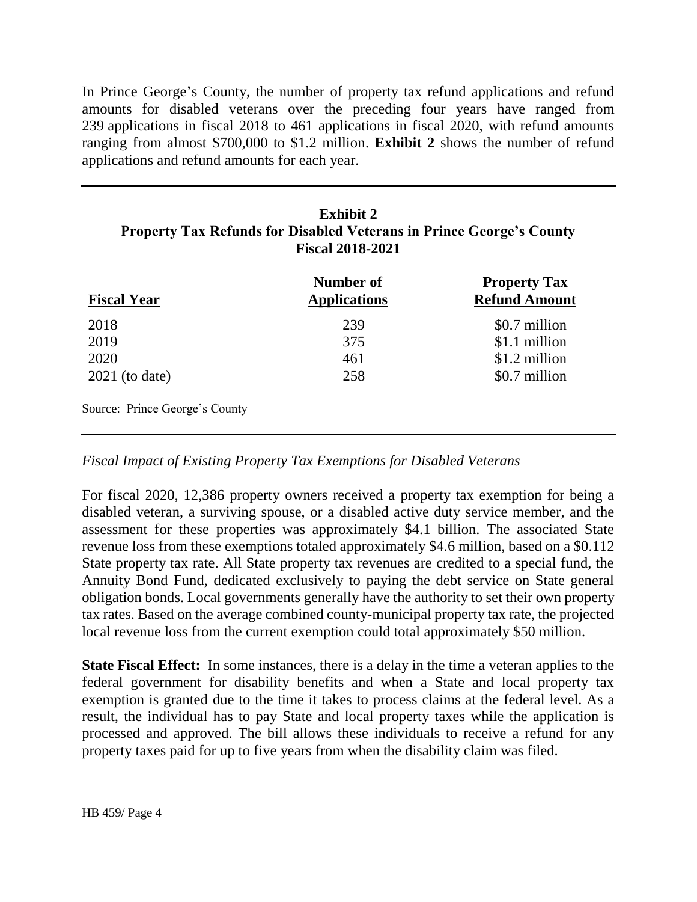In Prince George's County, the number of property tax refund applications and refund amounts for disabled veterans over the preceding four years have ranged from 239 applications in fiscal 2018 to 461 applications in fiscal 2020, with refund amounts ranging from almost $700,000 to $1.2 million. **Exhibit 2** shows the number of refund applications and refund amounts for each year.

**Exhibit 2**
**Property Tax Refunds for Disabled Veterans in Prince George's County**
**Fiscal 2018-2021**

| Fiscal Year | Number of Applications | Property Tax Refund Amount |
|---|---|---|
| 2018 | 239 | $0.7 million |
| 2019 | 375 | $1.1 million |
| 2020 | 461 | $1.2 million |
| 2021 (to date) | 258 | $0.7 million |

Source: Prince George's County

*Fiscal Impact of Existing Property Tax Exemptions for Disabled Veterans*

For fiscal 2020, 12,386 property owners received a property tax exemption for being a disabled veteran, a surviving spouse, or a disabled active duty service member, and the assessment for these properties was approximately $4.1 billion. The associated State revenue loss from these exemptions totaled approximately $4.6 million, based on a $0.112 State property tax rate. All State property tax revenues are credited to a special fund, the Annuity Bond Fund, dedicated exclusively to paying the debt service on State general obligation bonds. Local governments generally have the authority to set their own property tax rates. Based on the average combined county-municipal property tax rate, the projected local revenue loss from the current exemption could total approximately $50 million.

**State Fiscal Effect:** In some instances, there is a delay in the time a veteran applies to the federal government for disability benefits and when a State and local property tax exemption is granted due to the time it takes to process claims at the federal level. As a result, the individual has to pay State and local property taxes while the application is processed and approved. The bill allows these individuals to receive a refund for any property taxes paid for up to five years from when the disability claim was filed.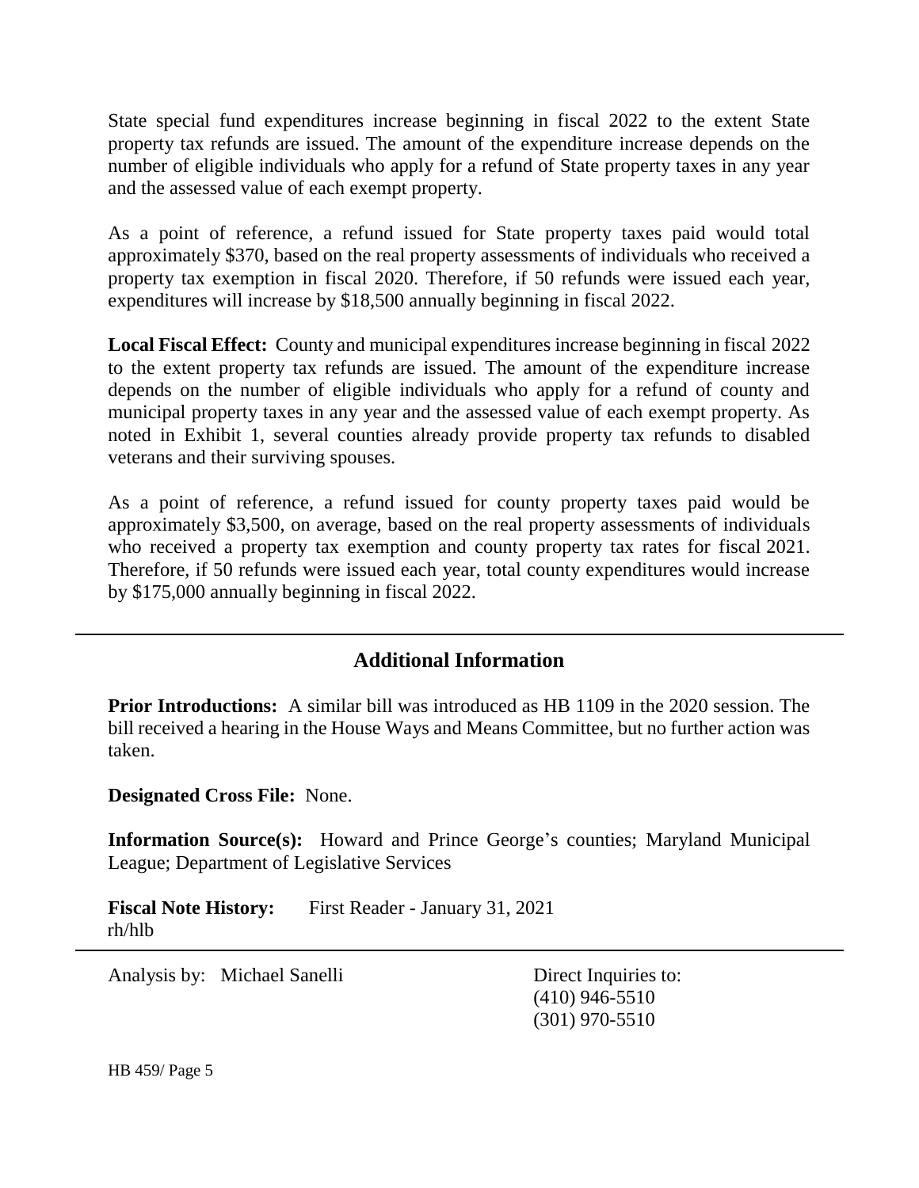State special fund expenditures increase beginning in fiscal 2022 to the extent State property tax refunds are issued. The amount of the expenditure increase depends on the number of eligible individuals who apply for a refund of State property taxes in any year and the assessed value of each exempt property.

As a point of reference, a refund issued for State property taxes paid would total approximately $370, based on the real property assessments of individuals who received a property tax exemption in fiscal 2020. Therefore, if 50 refunds were issued each year, expenditures will increase by $18,500 annually beginning in fiscal 2022.

**Local Fiscal Effect:** County and municipal expenditures increase beginning in fiscal 2022 to the extent property tax refunds are issued. The amount of the expenditure increase depends on the number of eligible individuals who apply for a refund of county and municipal property taxes in any year and the assessed value of each exempt property. As noted in Exhibit 1, several counties already provide property tax refunds to disabled veterans and their surviving spouses.

As a point of reference, a refund issued for county property taxes paid would be approximately $3,500, on average, based on the real property assessments of individuals who received a property tax exemption and county property tax rates for fiscal 2021. Therefore, if 50 refunds were issued each year, total county expenditures would increase by $175,000 annually beginning in fiscal 2022.

## Additional Information

**Prior Introductions:** A similar bill was introduced as HB 1109 in the 2020 session. The bill received a hearing in the House Ways and Means Committee, but no further action was taken.

**Designated Cross File:** None.

**Information Source(s):** Howard and Prince George's counties; Maryland Municipal League; Department of Legislative Services

**Fiscal Note History:** First Reader - January 31, 2021
rh/hlb

Analysis by: Michael Sanelli

Direct Inquiries to:
(410) 946-5510
(301) 970-5510